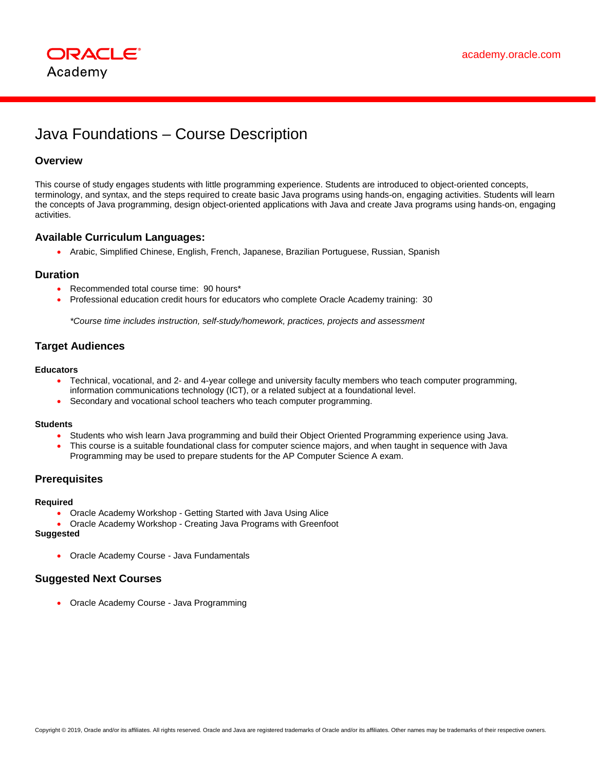ORACLE Academy

academy.oracle.com

# Java Foundations – Course Description

## Overview

This course of study engages students with little programming experience. Students are introduced to object-oriented concepts, terminology, and syntax, and the steps required to create basic Java programs using hands-on, engaging activities. Students will learn the concepts of Java programming, design object-oriented applications with Java and create Java programs using hands-on, engaging activities.

## Available Curriculum Languages:

- Arabic, Simplified Chinese, English, French, Japanese, Brazilian Portuguese, Russian, Spanish

## Duration

- Recommended total course time: 90 hours*
- Professional education credit hours for educators who complete Oracle Academy training: 30

*\*Course time includes instruction, self-study/homework, practices, projects and assessment*

## Target Audiences

### Educators

- Technical, vocational, and 2- and 4-year college and university faculty members who teach computer programming, information communications technology (ICT), or a related subject at a foundational level.
- Secondary and vocational school teachers who teach computer programming.

### Students

- Students who wish learn Java programming and build their Object Oriented Programming experience using Java.
- This course is a suitable foundational class for computer science majors, and when taught in sequence with Java Programming may be used to prepare students for the AP Computer Science A exam.

## Prerequisites

### Required

- Oracle Academy Workshop - Getting Started with Java Using Alice
- Oracle Academy Workshop - Creating Java Programs with Greenfoot

### Suggested

- Oracle Academy Course - Java Fundamentals

## Suggested Next Courses

- Oracle Academy Course - Java Programming

Copyright © 2019, Oracle and/or its affiliates. All rights reserved. Oracle and Java are registered trademarks of Oracle and/or its affiliates. Other names may be trademarks of their respective owners.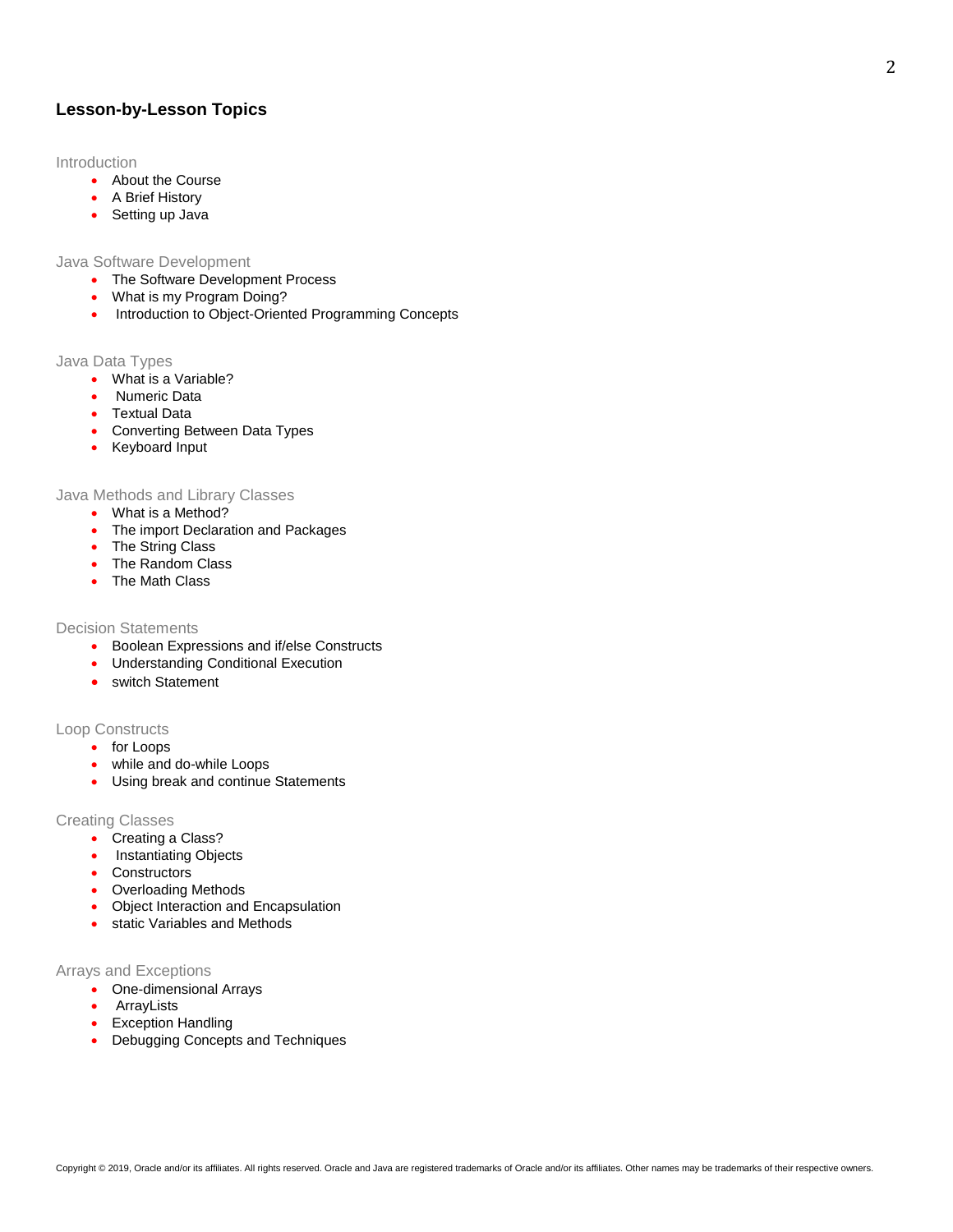## Lesson-by-Lesson Topics

### Introduction

- About the Course
- A Brief History
- Setting up Java

### Java Software Development

- The Software Development Process
- What is my Program Doing?
- Introduction to Object-Oriented Programming Concepts

### Java Data Types

- What is a Variable?
- Numeric Data
- Textual Data
- Converting Between Data Types
- Keyboard Input

### Java Methods and Library Classes

- What is a Method?
- The import Declaration and Packages
- The String Class
- The Random Class
- The Math Class

### Decision Statements

- Boolean Expressions and if/else Constructs
- Understanding Conditional Execution
- switch Statement

### Loop Constructs

- for Loops
- while and do-while Loops
- Using break and continue Statements

### Creating Classes

- Creating a Class?
- Instantiating Objects
- Constructors
- Overloading Methods
- Object Interaction and Encapsulation
- static Variables and Methods

### Arrays and Exceptions

- One-dimensional Arrays
- ArrayLists
- Exception Handling
- Debugging Concepts and Techniques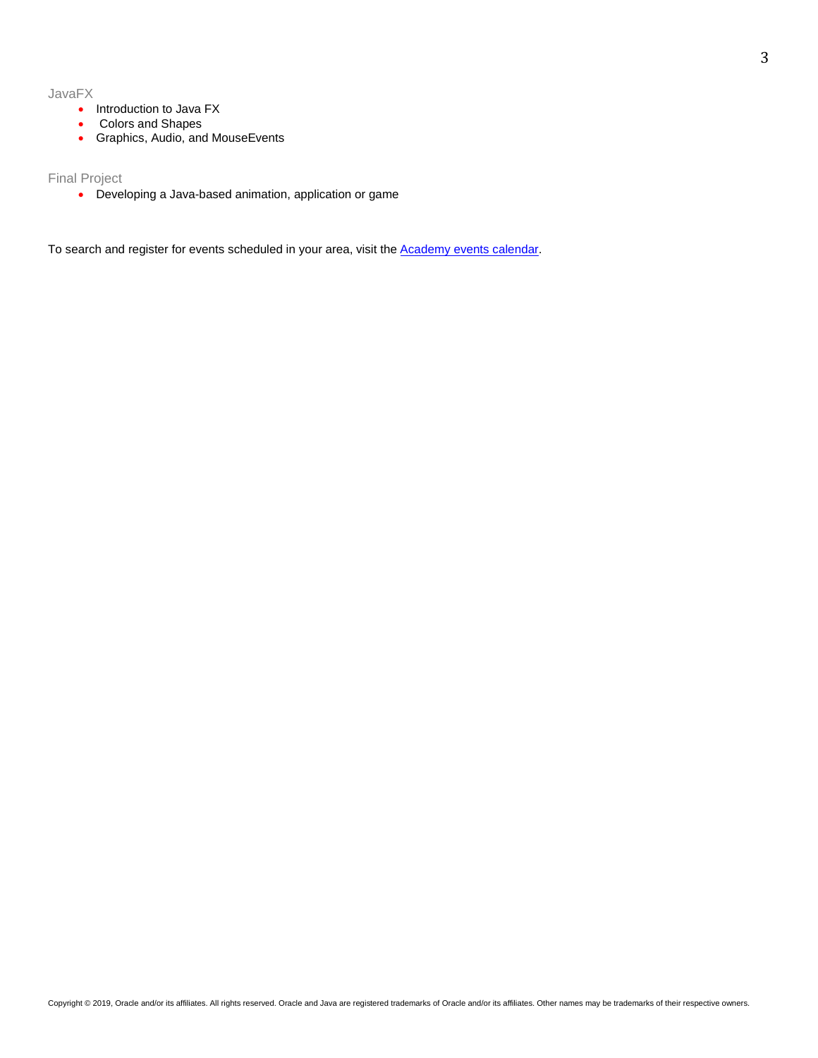### JavaFX

- Introduction to Java FX
- Colors and Shapes
- Graphics, Audio, and MouseEvents

### Final Project

- Developing a Java-based animation, application or game

To search and register for events scheduled in your area, visit the Academy events calendar.

Copyright © 2019, Oracle and/or its affiliates. All rights reserved. Oracle and Java are registered trademarks of Oracle and/or its affiliates. Other names may be trademarks of their respective owners.